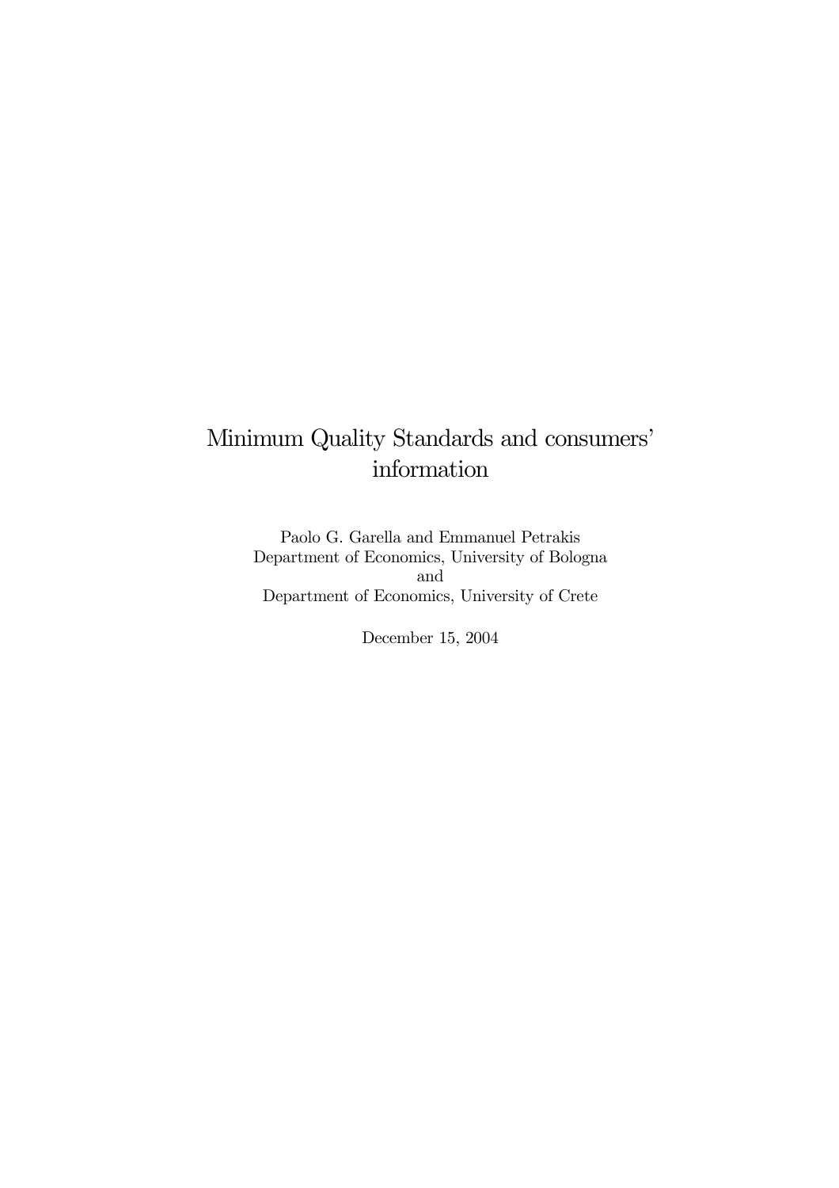# Minimum Quality Standards and consumers' information

Paolo G. Garella and Emmanuel Petrakis
Department of Economics, University of Bologna
and
Department of Economics, University of Crete

December 15, 2004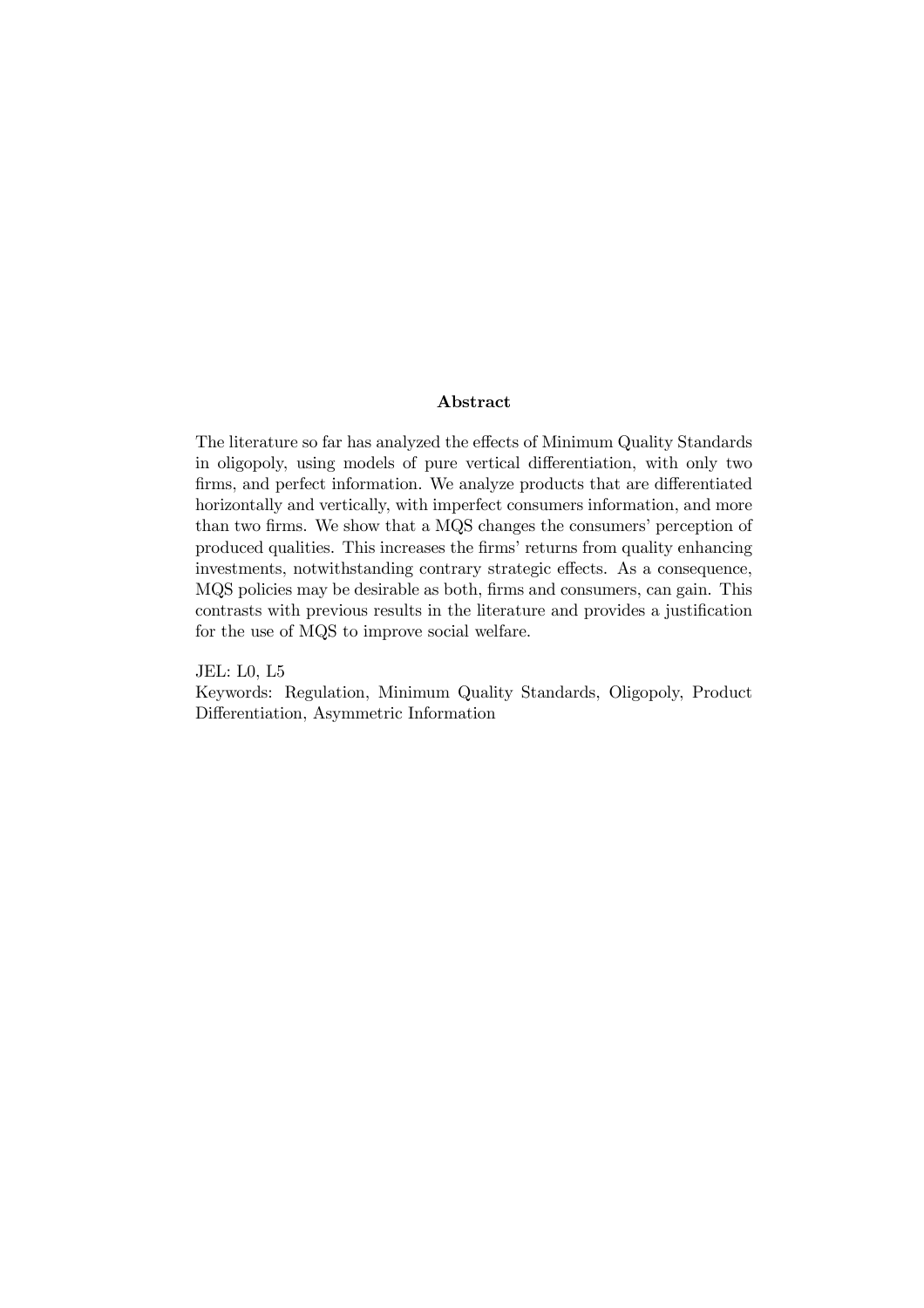## Abstract

The literature so far has analyzed the effects of Minimum Quality Standards in oligopoly, using models of pure vertical differentiation, with only two firms, and perfect information. We analyze products that are differentiated horizontally and vertically, with imperfect consumers information, and more than two firms. We show that a MQS changes the consumers' perception of produced qualities. This increases the firms' returns from quality enhancing investments, notwithstanding contrary strategic effects. As a consequence, MQS policies may be desirable as both, firms and consumers, can gain. This contrasts with previous results in the literature and provides a justification for the use of MQS to improve social welfare.

JEL: L0, L5

Keywords: Regulation, Minimum Quality Standards, Oligopoly, Product Differentiation, Asymmetric Information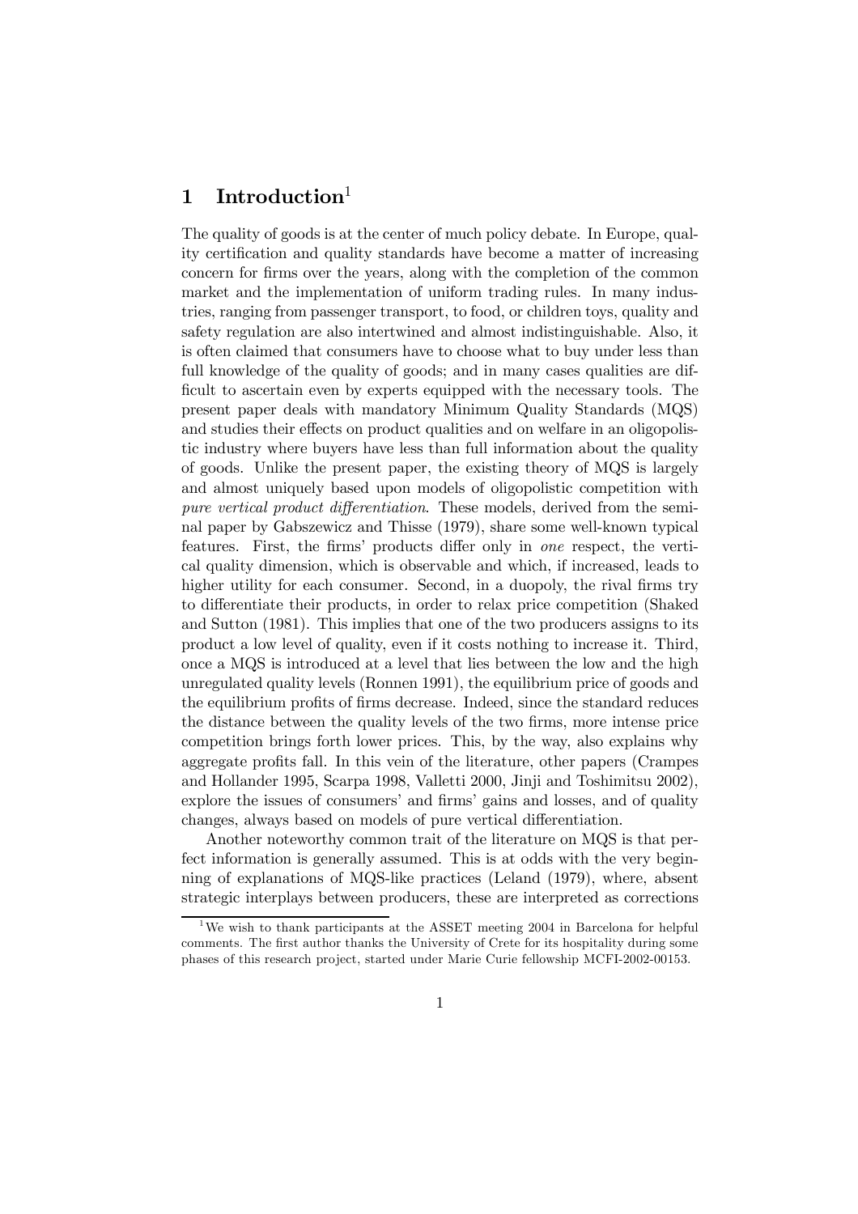# 1 Introduction[1]

The quality of goods is at the center of much policy debate. In Europe, quality certification and quality standards have become a matter of increasing concern for firms over the years, along with the completion of the common market and the implementation of uniform trading rules. In many industries, ranging from passenger transport, to food, or children toys, quality and safety regulation are also intertwined and almost indistinguishable. Also, it is often claimed that consumers have to choose what to buy under less than full knowledge of the quality of goods; and in many cases qualities are difficult to ascertain even by experts equipped with the necessary tools. The present paper deals with mandatory Minimum Quality Standards (MQS) and studies their effects on product qualities and on welfare in an oligopolistic industry where buyers have less than full information about the quality of goods. Unlike the present paper, the existing theory of MQS is largely and almost uniquely based upon models of oligopolistic competition with *pure vertical product differentiation*. These models, derived from the seminal paper by Gabszewicz and Thisse (1979), share some well-known typical features. First, the firms' products differ only in *one* respect, the vertical quality dimension, which is observable and which, if increased, leads to higher utility for each consumer. Second, in a duopoly, the rival firms try to differentiate their products, in order to relax price competition (Shaked and Sutton (1981). This implies that one of the two producers assigns to its product a low level of quality, even if it costs nothing to increase it. Third, once a MQS is introduced at a level that lies between the low and the high unregulated quality levels (Ronnen 1991), the equilibrium price of goods and the equilibrium profits of firms decrease. Indeed, since the standard reduces the distance between the quality levels of the two firms, more intense price competition brings forth lower prices. This, by the way, also explains why aggregate profits fall. In this vein of the literature, other papers (Crampes and Hollander 1995, Scarpa 1998, Valletti 2000, Jinji and Toshimitsu 2002), explore the issues of consumers' and firms' gains and losses, and of quality changes, always based on models of pure vertical differentiation.

Another noteworthy common trait of the literature on MQS is that perfect information is generally assumed. This is at odds with the very beginning of explanations of MQS-like practices (Leland (1979), where, absent strategic interplays between producers, these are interpreted as corrections

[1] We wish to thank participants at the ASSET meeting 2004 in Barcelona for helpful comments. The first author thanks the University of Crete for its hospitality during some phases of this research project, started under Marie Curie fellowship MCFI-2002-00153.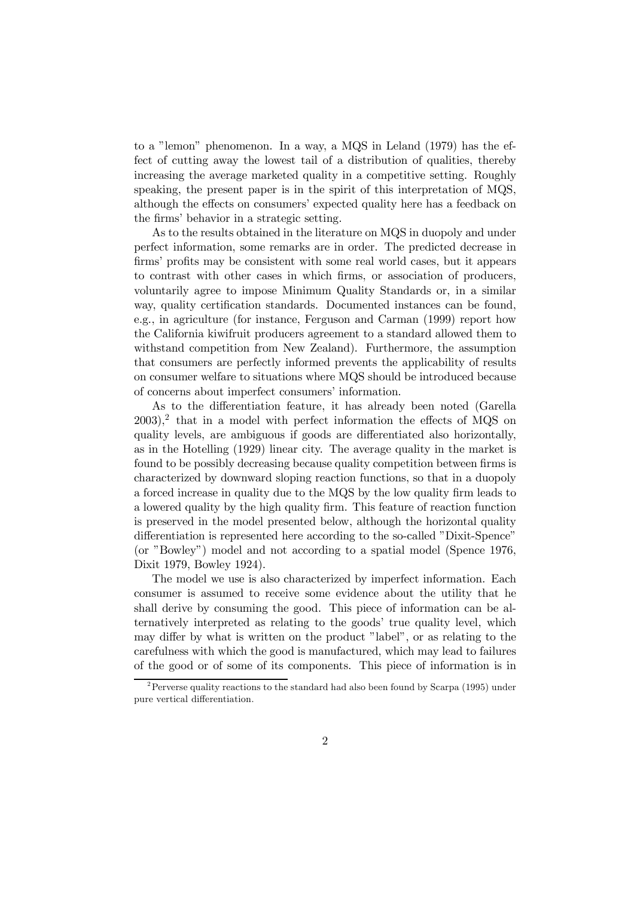to a "lemon" phenomenon. In a way, a MQS in Leland (1979) has the effect of cutting away the lowest tail of a distribution of qualities, thereby increasing the average marketed quality in a competitive setting. Roughly speaking, the present paper is in the spirit of this interpretation of MQS, although the effects on consumers' expected quality here has a feedback on the firms' behavior in a strategic setting.

As to the results obtained in the literature on MQS in duopoly and under perfect information, some remarks are in order. The predicted decrease in firms' profits may be consistent with some real world cases, but it appears to contrast with other cases in which firms, or association of producers, voluntarily agree to impose Minimum Quality Standards or, in a similar way, quality certification standards. Documented instances can be found, e.g., in agriculture (for instance, Ferguson and Carman (1999) report how the California kiwifruit producers agreement to a standard allowed them to withstand competition from New Zealand). Furthermore, the assumption that consumers are perfectly informed prevents the applicability of results on consumer welfare to situations where MQS should be introduced because of concerns about imperfect consumers' information.

As to the differentiation feature, it has already been noted (Garella 2003),[2] that in a model with perfect information the effects of MQS on quality levels, are ambiguous if goods are differentiated also horizontally, as in the Hotelling (1929) linear city. The average quality in the market is found to be possibly decreasing because quality competition between firms is characterized by downward sloping reaction functions, so that in a duopoly a forced increase in quality due to the MQS by the low quality firm leads to a lowered quality by the high quality firm. This feature of reaction function is preserved in the model presented below, although the horizontal quality differentiation is represented here according to the so-called "Dixit-Spence" (or "Bowley") model and not according to a spatial model (Spence 1976, Dixit 1979, Bowley 1924).

The model we use is also characterized by imperfect information. Each consumer is assumed to receive some evidence about the utility that he shall derive by consuming the good. This piece of information can be alternatively interpreted as relating to the goods' true quality level, which may differ by what is written on the product "label", or as relating to the carefulness with which the good is manufactured, which may lead to failures of the good or of some of its components. This piece of information is in

[2] Perverse quality reactions to the standard had also been found by Scarpa (1995) under pure vertical differentiation.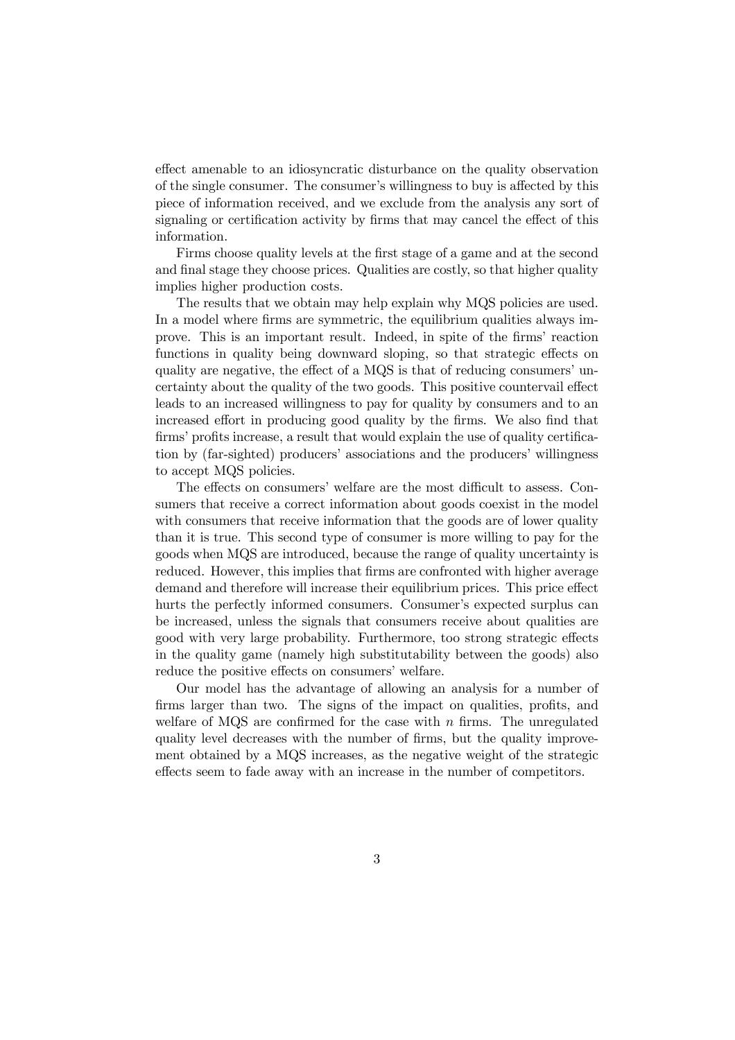effect amenable to an idiosyncratic disturbance on the quality observation of the single consumer. The consumer's willingness to buy is affected by this piece of information received, and we exclude from the analysis any sort of signaling or certification activity by firms that may cancel the effect of this information.

Firms choose quality levels at the first stage of a game and at the second and final stage they choose prices. Qualities are costly, so that higher quality implies higher production costs.

The results that we obtain may help explain why MQS policies are used. In a model where firms are symmetric, the equilibrium qualities always improve. This is an important result. Indeed, in spite of the firms' reaction functions in quality being downward sloping, so that strategic effects on quality are negative, the effect of a MQS is that of reducing consumers' uncertainty about the quality of the two goods. This positive countervail effect leads to an increased willingness to pay for quality by consumers and to an increased effort in producing good quality by the firms. We also find that firms' profits increase, a result that would explain the use of quality certification by (far-sighted) producers' associations and the producers' willingness to accept MQS policies.

The effects on consumers' welfare are the most difficult to assess. Consumers that receive a correct information about goods coexist in the model with consumers that receive information that the goods are of lower quality than it is true. This second type of consumer is more willing to pay for the goods when MQS are introduced, because the range of quality uncertainty is reduced. However, this implies that firms are confronted with higher average demand and therefore will increase their equilibrium prices. This price effect hurts the perfectly informed consumers. Consumer's expected surplus can be increased, unless the signals that consumers receive about qualities are good with very large probability. Furthermore, too strong strategic effects in the quality game (namely high substitutability between the goods) also reduce the positive effects on consumers' welfare.

Our model has the advantage of allowing an analysis for a number of firms larger than two. The signs of the impact on qualities, profits, and welfare of MQS are confirmed for the case with $n$ firms. The unregulated quality level decreases with the number of firms, but the quality improvement obtained by a MQS increases, as the negative weight of the strategic effects seem to fade away with an increase in the number of competitors.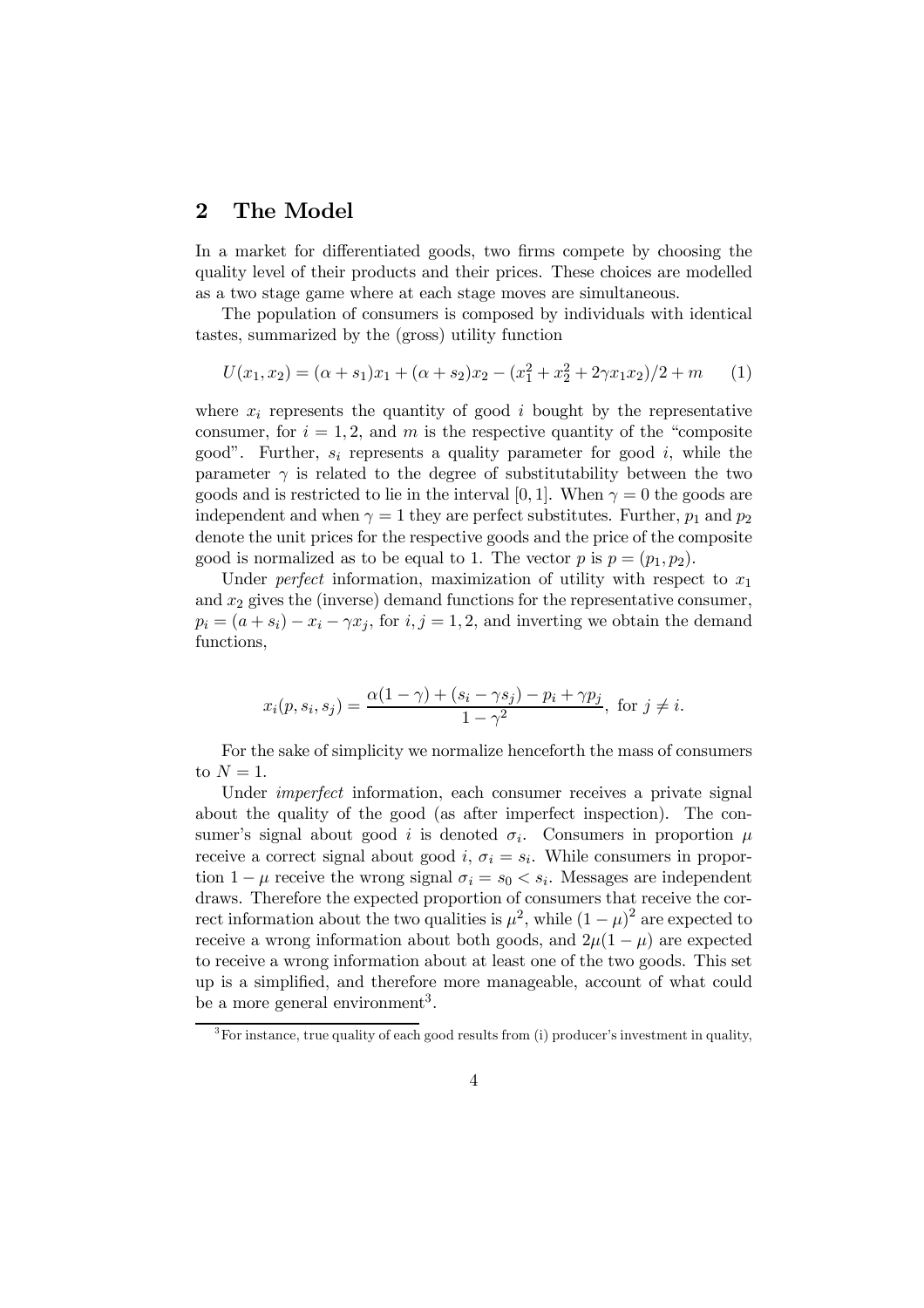## 2 The Model

In a market for differentiated goods, two firms compete by choosing the quality level of their products and their prices. These choices are modelled as a two stage game where at each stage moves are simultaneous.

The population of consumers is composed by individuals with identical tastes, summarized by the (gross) utility function

$$U(x_1, x_2) = (\alpha + s_1)x_1 + (\alpha + s_2)x_2 - (x_1^2 + x_2^2 + 2\gamma x_1 x_2)/2 + m \qquad (1)$$

where $x_i$ represents the quantity of good $i$ bought by the representative consumer, for $i = 1, 2$, and $m$ is the respective quantity of the "composite good". Further, $s_i$ represents a quality parameter for good $i$, while the parameter $\gamma$ is related to the degree of substitutability between the two goods and is restricted to lie in the interval $[0, 1]$. When $\gamma = 0$ the goods are independent and when $\gamma = 1$ they are perfect substitutes. Further, $p_1$ and $p_2$ denote the unit prices for the respective goods and the price of the composite good is normalized as to be equal to 1. The vector $p$ is $p = (p_1, p_2)$.

Under *perfect* information, maximization of utility with respect to $x_1$ and $x_2$ gives the (inverse) demand functions for the representative consumer, $p_i = (a + s_i) - x_i - \gamma x_j$, for $i, j = 1, 2$, and inverting we obtain the demand functions,

$$x_i(p, s_i, s_j) = \frac{\alpha(1-\gamma) + (s_i - \gamma s_j) - p_i + \gamma p_j}{1 - \gamma^2}, \text{ for } j \neq i.$$

For the sake of simplicity we normalize henceforth the mass of consumers to $N = 1$.

Under *imperfect* information, each consumer receives a private signal about the quality of the good (as after imperfect inspection). The consumer's signal about good $i$ is denoted $\sigma_i$. Consumers in proportion $\mu$ receive a correct signal about good $i$, $\sigma_i = s_i$. While consumers in proportion $1 - \mu$ receive the wrong signal $\sigma_i = s_0 < s_i$. Messages are independent draws. Therefore the expected proportion of consumers that receive the correct information about the two qualities is $\mu^2$, while $(1 - \mu)^2$ are expected to receive a wrong information about both goods, and $2\mu(1 - \mu)$ are expected to receive a wrong information about at least one of the two goods. This set up is a simplified, and therefore more manageable, account of what could be a more general environment[3].

[3] For instance, true quality of each good results from (i) producer's investment in quality,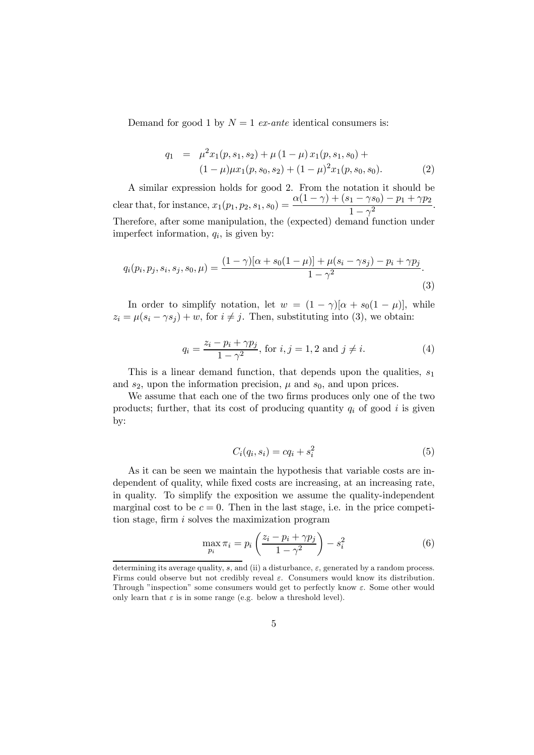Demand for good 1 by $N = 1$ *ex-ante* identical consumers is:

$$
\begin{aligned}
q_1 \; &= \; \mu^2 x_1(p, s_1, s_2) + \mu\,(1-\mu)\,x_1(p, s_1, s_0) + \\
&\quad (1-\mu)\mu x_1(p, s_0, s_2) + (1-\mu)^2 x_1(p, s_0, s_0). \qquad (2)
\end{aligned}
$$

A similar expression holds for good 2. From the notation it should be clear that, for instance, $x_1(p_1, p_2, s_1, s_0) = \dfrac{\alpha(1-\gamma) + (s_1 - \gamma s_0) - p_1 + \gamma p_2}{1-\gamma^2}$. Therefore, after some manipulation, the (expected) demand function under imperfect information, $q_i$, is given by:

$$
q_i(p_i, p_j, s_i, s_j, s_0, \mu) = \frac{(1-\gamma)[\alpha + s_0(1-\mu)] + \mu(s_i - \gamma s_j) - p_i + \gamma p_j}{1-\gamma^2}. \qquad (3)
$$

In order to simplify notation, let $w = (1-\gamma)[\alpha + s_0(1-\mu)]$, while $z_i = \mu(s_i - \gamma s_j) + w$, for $i \neq j$. Then, substituting into (3), we obtain:

$$
q_i = \frac{z_i - p_i + \gamma p_j}{1-\gamma^2}, \text{ for } i, j = 1, 2 \text{ and } j \neq i. \qquad (4)
$$

This is a linear demand function, that depends upon the qualities, $s_1$ and $s_2$, upon the information precision, $\mu$ and $s_0$, and upon prices.

We assume that each one of the two firms produces only one of the two products; further, that its cost of producing quantity $q_i$ of good $i$ is given by:

$$
C_i(q_i, s_i) = c q_i + s_i^2 \qquad (5)
$$

As it can be seen we maintain the hypothesis that variable costs are independent of quality, while fixed costs are increasing, at an increasing rate, in quality. To simplify the exposition we assume the quality-independent marginal cost to be $c = 0$. Then in the last stage, i.e. in the price competition stage, firm $i$ solves the maximization program

$$
\max_{p_i} \pi_i = p_i \left( \frac{z_i - p_i + \gamma p_j}{1-\gamma^2} \right) - s_i^2 \qquad (6)
$$

determining its average quality, $s$, and (ii) a disturbance, $\varepsilon$, generated by a random process. Firms could observe but not credibly reveal $\varepsilon$. Consumers would know its distribution. Through "inspection" some consumers would get to perfectly know $\varepsilon$. Some other would only learn that $\varepsilon$ is in some range (e.g. below a threshold level).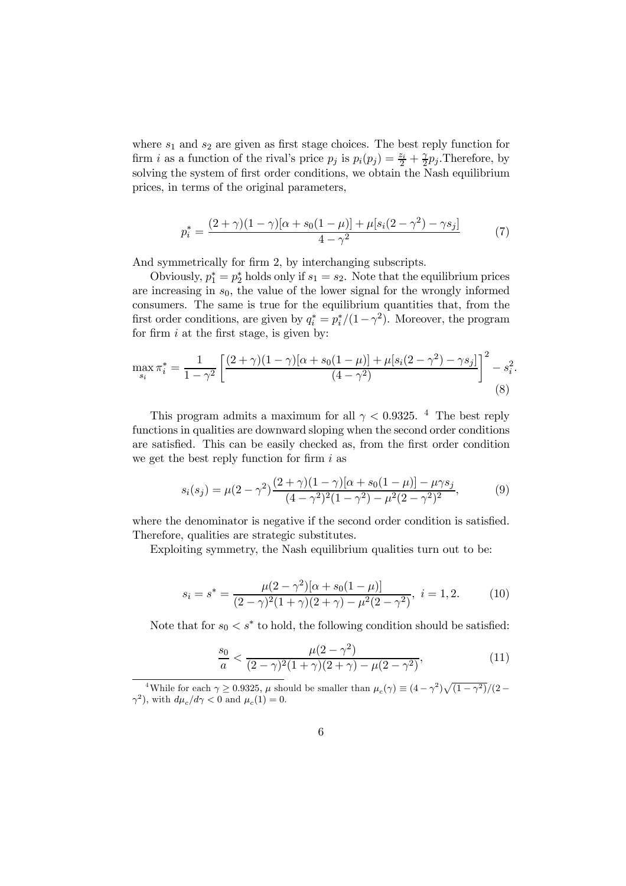where $s_1$ and $s_2$ are given as first stage choices. The best reply function for firm $i$ as a function of the rival's price $p_j$ is $p_i(p_j) = \frac{z_i}{2} + \frac{\gamma}{2}p_j$.Therefore, by solving the system of first order conditions, we obtain the Nash equilibrium prices, in terms of the original parameters,

$$p_i^* = \frac{(2+\gamma)(1-\gamma)[\alpha + s_0(1-\mu)] + \mu[s_i(2-\gamma^2) - \gamma s_j]}{4-\gamma^2} \tag{7}$$

And symmetrically for firm 2, by interchanging subscripts.

Obviously, $p_1^* = p_2^*$ holds only if $s_1 = s_2$. Note that the equilibrium prices are increasing in $s_0$, the value of the lower signal for the wrongly informed consumers. The same is true for the equilibrium quantities that, from the first order conditions, are given by $q_i^* = p_i^*/(1-\gamma^2)$. Moreover, the program for firm $i$ at the first stage, is given by:

$$\max_{s_i} \pi_i^* = \frac{1}{1-\gamma^2}\left[\frac{(2+\gamma)(1-\gamma)[\alpha + s_0(1-\mu)] + \mu[s_i(2-\gamma^2) - \gamma s_j]}{(4-\gamma^2)}\right]^2 - s_i^2. \tag{8}$$

This program admits a maximum for all $\gamma < 0.9325$. [4] The best reply functions in qualities are downward sloping when the second order conditions are satisfied. This can be easily checked as, from the first order condition we get the best reply function for firm $i$ as

$$s_i(s_j) = \mu(2-\gamma^2)\frac{(2+\gamma)(1-\gamma)[\alpha + s_0(1-\mu)] - \mu\gamma s_j}{(4-\gamma^2)^2(1-\gamma^2) - \mu^2(2-\gamma^2)^2}, \tag{9}$$

where the denominator is negative if the second order condition is satisfied. Therefore, qualities are strategic substitutes.

Exploiting symmetry, the Nash equilibrium qualities turn out to be:

$$s_i = s^* = \frac{\mu(2-\gamma^2)[\alpha + s_0(1-\mu)]}{(2-\gamma)^2(1+\gamma)(2+\gamma) - \mu^2(2-\gamma^2)}, \ i = 1, 2. \tag{10}$$

Note that for $s_0 < s^*$ to hold, the following condition should be satisfied:

$$\frac{s_0}{a} < \frac{\mu(2-\gamma^2)}{(2-\gamma)^2(1+\gamma)(2+\gamma) - \mu(2-\gamma^2)}, \tag{11}$$

---

[4] While for each $\gamma \geq 0.9325$, $\mu$ should be smaller than $\mu_c(\gamma) \equiv (4-\gamma^2)\sqrt{(1-\gamma^2)}/(2-\gamma^2)$, with $d\mu_c/d\gamma < 0$ and $\mu_c(1) = 0$.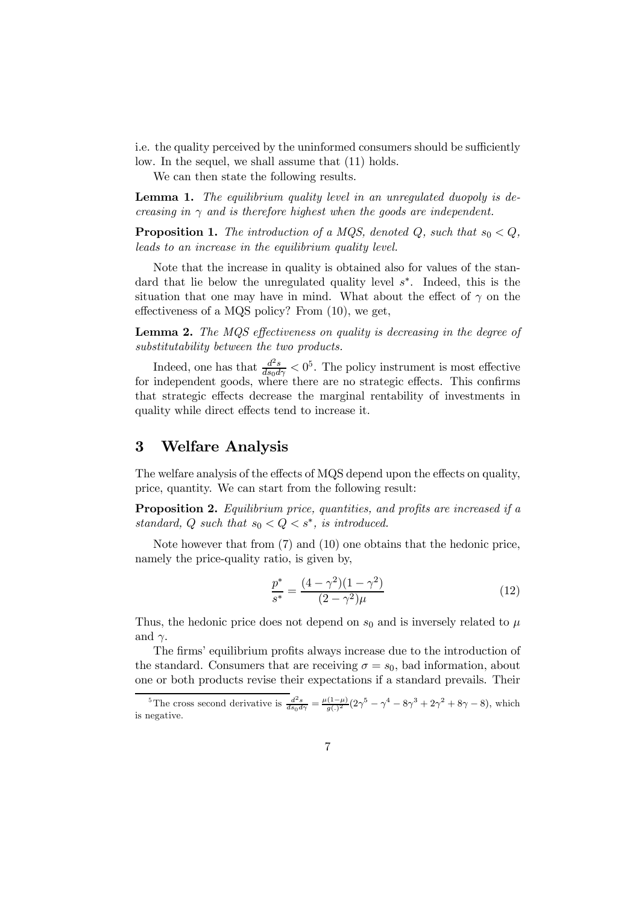i.e. the quality perceived by the uninformed consumers should be sufficiently low. In the sequel, we shall assume that (11) holds.

We can then state the following results.

**Lemma 1.** *The equilibrium quality level in an unregulated duopoly is decreasing in $\gamma$ and is therefore highest when the goods are independent.*

**Proposition 1.** *The introduction of a MQS, denoted $Q$, such that $s_0 < Q$, leads to an increase in the equilibrium quality level.*

Note that the increase in quality is obtained also for values of the standard that lie below the unregulated quality level $s^*$. Indeed, this is the situation that one may have in mind. What about the effect of $\gamma$ on the effectiveness of a MQS policy? From (10), we get,

**Lemma 2.** *The MQS effectiveness on quality is decreasing in the degree of substitutability between the two products.*

Indeed, one has that $\frac{d^2s}{ds_0 d\gamma} < 0$[5]. The policy instrument is most effective for independent goods, where there are no strategic effects. This confirms that strategic effects decrease the marginal rentability of investments in quality while direct effects tend to increase it.

## 3 Welfare Analysis

The welfare analysis of the effects of MQS depend upon the effects on quality, price, quantity. We can start from the following result:

**Proposition 2.** *Equilibrium price, quantities, and profits are increased if a standard, $Q$ such that $s_0 < Q < s^*$, is introduced.*

Note however that from (7) and (10) one obtains that the hedonic price, namely the price-quality ratio, is given by,

$$\frac{p^*}{s^*} = \frac{(4-\gamma^2)(1-\gamma^2)}{(2-\gamma^2)\mu} \tag{12}$$

Thus, the hedonic price does not depend on $s_0$ and is inversely related to $\mu$ and $\gamma$.

The firms' equilibrium profits always increase due to the introduction of the standard. Consumers that are receiving $\sigma = s_0$, bad information, about one or both products revise their expectations if a standard prevails. Their

[5] The cross second derivative is $\frac{d^2s}{ds_0 d\gamma} = \frac{\mu(1-\mu)}{g(.)^2}(2\gamma^5 - \gamma^4 - 8\gamma^3 + 2\gamma^2 + 8\gamma - 8)$, which is negative.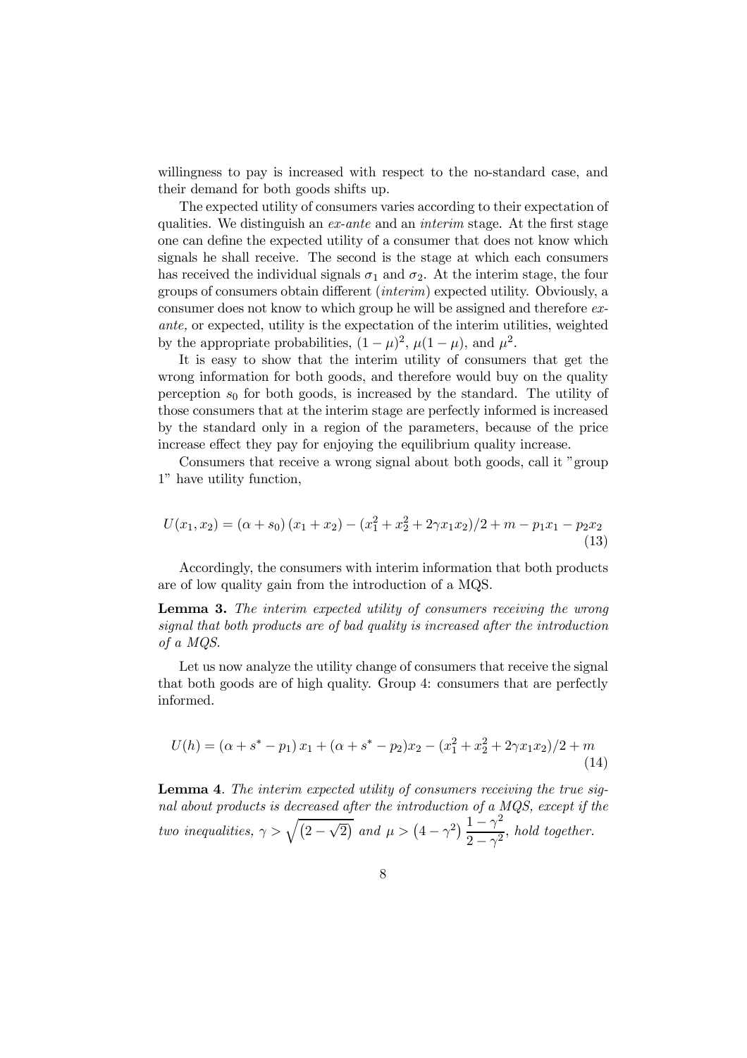willingness to pay is increased with respect to the no-standard case, and their demand for both goods shifts up.

The expected utility of consumers varies according to their expectation of qualities. We distinguish an *ex-ante* and an *interim* stage. At the first stage one can define the expected utility of a consumer that does not know which signals he shall receive. The second is the stage at which each consumers has received the individual signals $\sigma_1$ and $\sigma_2$. At the interim stage, the four groups of consumers obtain different (*interim*) expected utility. Obviously, a consumer does not know to which group he will be assigned and therefore *ex-ante,* or expected, utility is the expectation of the interim utilities, weighted by the appropriate probabilities, $(1-\mu)^2$, $\mu(1-\mu)$, and $\mu^2$.

It is easy to show that the interim utility of consumers that get the wrong information for both goods, and therefore would buy on the quality perception $s_0$ for both goods, is increased by the standard. The utility of those consumers that at the interim stage are perfectly informed is increased by the standard only in a region of the parameters, because of the price increase effect they pay for enjoying the equilibrium quality increase.

Consumers that receive a wrong signal about both goods, call it "group 1" have utility function,

$$U(x_1, x_2) = (\alpha + s_0)(x_1 + x_2) - (x_1^2 + x_2^2 + 2\gamma x_1 x_2)/2 + m - p_1 x_1 - p_2 x_2 \tag{13}$$

Accordingly, the consumers with interim information that both products are of low quality gain from the introduction of a MQS.

**Lemma 3.** *The interim expected utility of consumers receiving the wrong signal that both products are of bad quality is increased after the introduction of a MQS.*

Let us now analyze the utility change of consumers that receive the signal that both goods are of high quality. Group 4: consumers that are perfectly informed.

$$U(h) = (\alpha + s^* - p_1)\, x_1 + (\alpha + s^* - p_2)x_2 - (x_1^2 + x_2^2 + 2\gamma x_1 x_2)/2 + m \tag{14}$$

**Lemma 4**. *The interim expected utility of consumers receiving the true signal about products is decreased after the introduction of a MQS, except if the two inequalities,* $\gamma > \sqrt{\left(2-\sqrt{2}\right)}$ *and* $\mu > \left(4-\gamma^2\right)\dfrac{1-\gamma^2}{2-\gamma^2}$*, hold together.*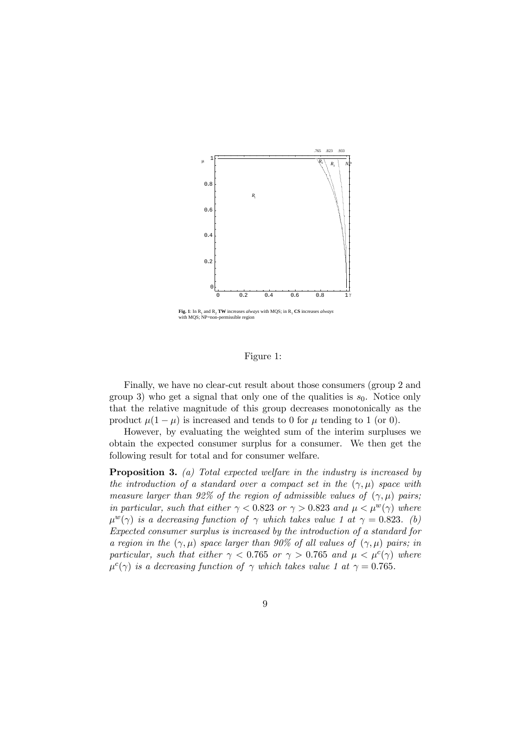Fig. 1: In $R_1$ and $R_2$ **TW** increases *always* with MQS; in $R_1$ **CS** increases *always* with MQS; NP=non-permissible region

Figure 1:

Finally, we have no clear-cut result about those consumers (group 2 and group 3) who get a signal that only one of the qualities is $s_0$. Notice only that the relative magnitude of this group decreases monotonically as the product $\mu(1-\mu)$ is increased and tends to 0 for $\mu$ tending to 1 (or 0).

However, by evaluating the weighted sum of the interim surpluses we obtain the expected consumer surplus for a consumer. We then get the following result for total and for consumer welfare.

**Proposition 3.** *(a) Total expected welfare in the industry is increased by the introduction of a standard over a compact set in the $(\gamma, \mu)$ space with measure larger than 92% of the region of admissible values of $(\gamma, \mu)$ pairs; in particular, such that either $\gamma < 0.823$ or $\gamma > 0.823$ and $\mu < \mu^w(\gamma)$ where $\mu^w(\gamma)$ is a decreasing function of $\gamma$ which takes value 1 at $\gamma = 0.823$. (b) Expected consumer surplus is increased by the introduction of a standard for a region in the $(\gamma, \mu)$ space larger than 90% of all values of $(\gamma, \mu)$ pairs; in particular, such that either $\gamma < 0.765$ or $\gamma > 0.765$ and $\mu < \mu^c(\gamma)$ where $\mu^c(\gamma)$ is a decreasing function of $\gamma$ which takes value 1 at $\gamma = 0.765$.*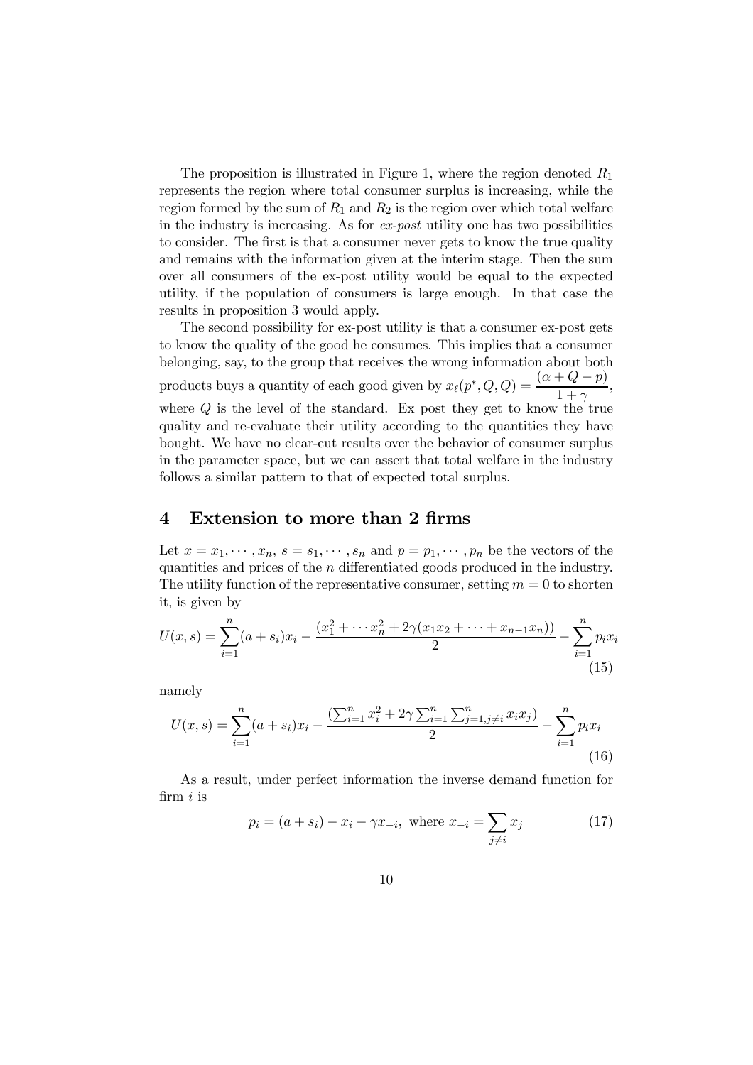The proposition is illustrated in Figure 1, where the region denoted $R_1$ represents the region where total consumer surplus is increasing, while the region formed by the sum of $R_1$ and $R_2$ is the region over which total welfare in the industry is increasing. As for *ex-post* utility one has two possibilities to consider. The first is that a consumer never gets to know the true quality and remains with the information given at the interim stage. Then the sum over all consumers of the ex-post utility would be equal to the expected utility, if the population of consumers is large enough. In that case the results in proposition 3 would apply.

The second possibility for ex-post utility is that a consumer ex-post gets to know the quality of the good he consumes. This implies that a consumer belonging, say, to the group that receives the wrong information about both products buys a quantity of each good given by $x_\ell(p^*, Q, Q) = \dfrac{(\alpha + Q - p)}{1+\gamma}$, where $Q$ is the level of the standard. Ex post they get to know the true quality and re-evaluate their utility according to the quantities they have bought. We have no clear-cut results over the behavior of consumer surplus in the parameter space, but we can assert that total welfare in the industry follows a similar pattern to that of expected total surplus.

## 4 Extension to more than 2 firms

Let $x = x_1, \cdots, x_n$, $s = s_1, \cdots, s_n$ and $p = p_1, \cdots, p_n$ be the vectors of the quantities and prices of the $n$ differentiated goods produced in the industry. The utility function of the representative consumer, setting $m = 0$ to shorten it, is given by

$$U(x, s) = \sum_{i=1}^{n}(a + s_i)x_i - \frac{(x_1^2 + \cdots x_n^2 + 2\gamma(x_1 x_2 + \cdots + x_{n-1}x_n))}{2} - \sum_{i=1}^{n} p_i x_i \tag{15}$$

namely

$$U(x, s) = \sum_{i=1}^{n}(a + s_i)x_i - \frac{(\sum_{i=1}^{n} x_i^2 + 2\gamma \sum_{i=1}^{n}\sum_{j=1, j\neq i}^{n} x_i x_j)}{2} - \sum_{i=1}^{n} p_i x_i \tag{16}$$

As a result, under perfect information the inverse demand function for firm $i$ is

$$p_i = (a + s_i) - x_i - \gamma x_{-i}, \text{ where } x_{-i} = \sum_{j \neq i} x_j \tag{17}$$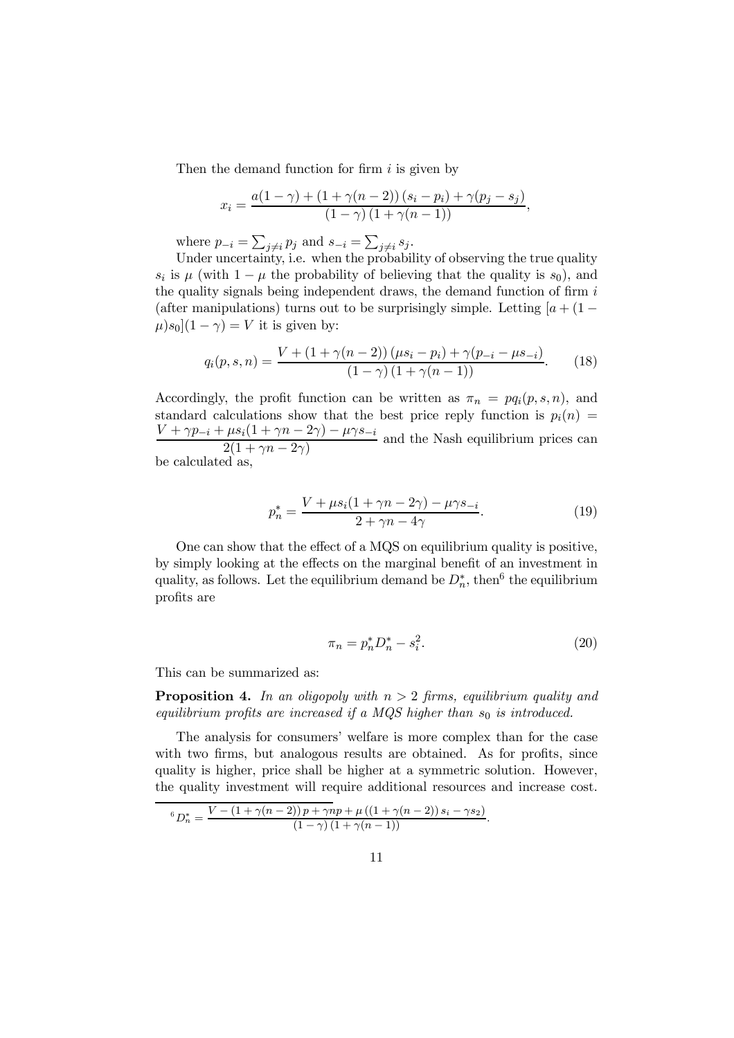Then the demand function for firm $i$ is given by

$$x_i = \frac{a(1-\gamma) + (1+\gamma(n-2))(s_i - p_i) + \gamma(p_j - s_j)}{(1-\gamma)(1+\gamma(n-1))},$$

where $p_{-i} = \sum_{j \neq i} p_j$ and $s_{-i} = \sum_{j \neq i} s_j$.

Under uncertainty, i.e. when the probability of observing the true quality $s_i$ is $\mu$ (with $1-\mu$ the probability of believing that the quality is $s_0$), and the quality signals being independent draws, the demand function of firm $i$ (after manipulations) turns out to be surprisingly simple. Letting $[a + (1-\mu)s_0](1-\gamma) = V$ it is given by:

$$q_i(p, s, n) = \frac{V + (1+\gamma(n-2))(\mu s_i - p_i) + \gamma(p_{-i} - \mu s_{-i})}{(1-\gamma)(1+\gamma(n-1))}. \tag{18}$$

Accordingly, the profit function can be written as $\pi_n = pq_i(p, s, n)$, and standard calculations show that the best price reply function is $p_i(n) = \dfrac{V + \gamma p_{-i} + \mu s_i(1+\gamma n - 2\gamma) - \mu \gamma s_{-i}}{2(1+\gamma n - 2\gamma)}$ and the Nash equilibrium prices can be calculated as,

$$p_n^* = \frac{V + \mu s_i(1+\gamma n - 2\gamma) - \mu \gamma s_{-i}}{2 + \gamma n - 4\gamma}. \tag{19}$$

One can show that the effect of a MQS on equilibrium quality is positive, by simply looking at the effects on the marginal benefit of an investment in quality, as follows. Let the equilibrium demand be $D_n^*$, then[6] the equilibrium profits are

$$\pi_n = p_n^* D_n^* - s_i^2. \tag{20}$$

This can be summarized as:

**Proposition 4.** *In an oligopoly with $n > 2$ firms, equilibrium quality and equilibrium profits are increased if a MQS higher than $s_0$ is introduced.*

The analysis for consumers' welfare is more complex than for the case with two firms, but analogous results are obtained. As for profits, since quality is higher, price shall be higher at a symmetric solution. However, the quality investment will require additional resources and increase cost.

---

[6] $D_n^* = \dfrac{V - (1+\gamma(n-2))p + \gamma n p + \mu((1+\gamma(n-2))s_i - \gamma s_2)}{(1-\gamma)(1+\gamma(n-1))}$.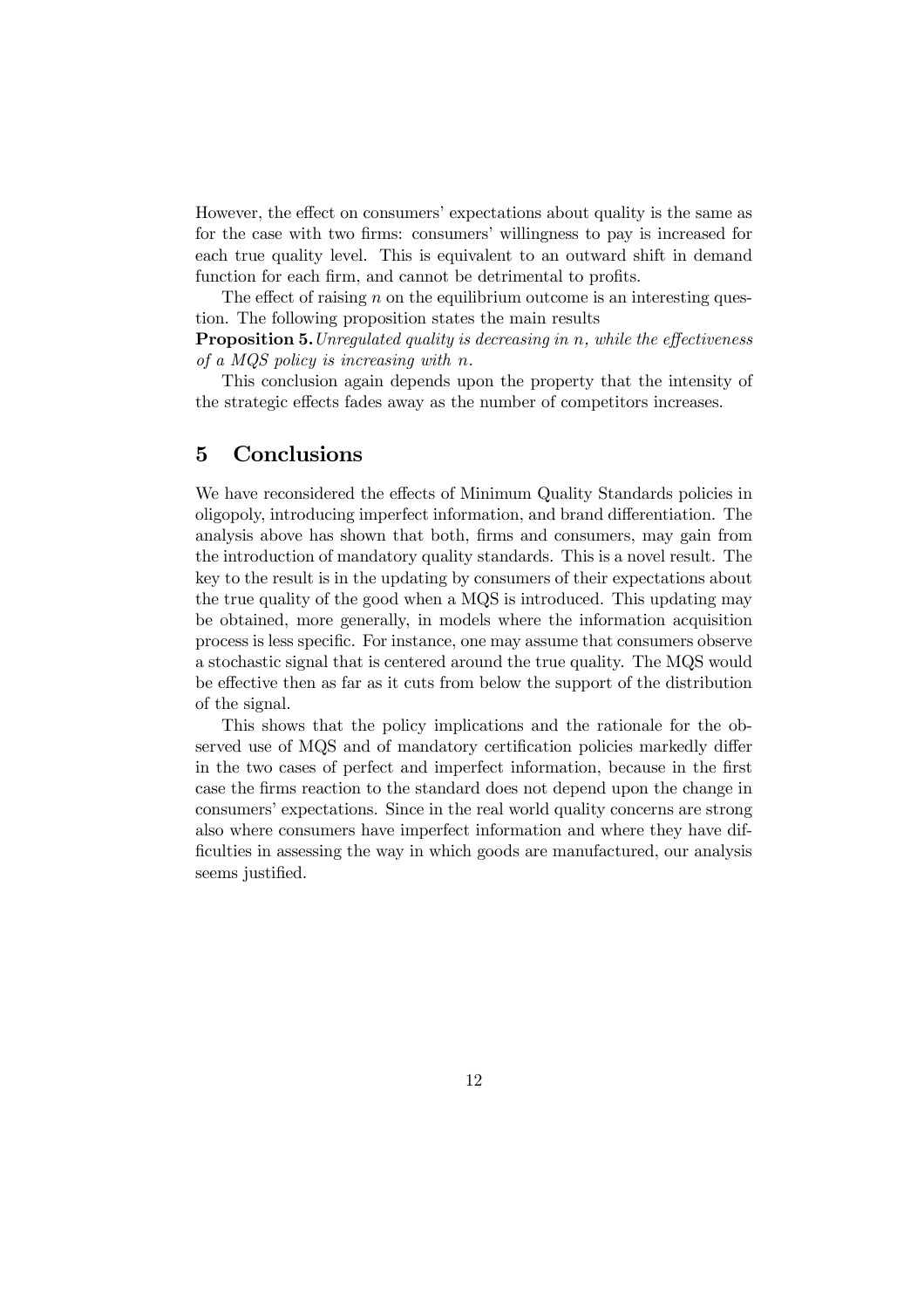However, the effect on consumers' expectations about quality is the same as for the case with two firms: consumers' willingness to pay is increased for each true quality level. This is equivalent to an outward shift in demand function for each firm, and cannot be detrimental to profits.

The effect of raising $n$ on the equilibrium outcome is an interesting question. The following proposition states the main results

**Proposition 5.** *Unregulated quality is decreasing in $n$, while the effectiveness of a MQS policy is increasing with $n$.*

This conclusion again depends upon the property that the intensity of the strategic effects fades away as the number of competitors increases.

## 5 Conclusions

We have reconsidered the effects of Minimum Quality Standards policies in oligopoly, introducing imperfect information, and brand differentiation. The analysis above has shown that both, firms and consumers, may gain from the introduction of mandatory quality standards. This is a novel result. The key to the result is in the updating by consumers of their expectations about the true quality of the good when a MQS is introduced. This updating may be obtained, more generally, in models where the information acquisition process is less specific. For instance, one may assume that consumers observe a stochastic signal that is centered around the true quality. The MQS would be effective then as far as it cuts from below the support of the distribution of the signal.

This shows that the policy implications and the rationale for the observed use of MQS and of mandatory certification policies markedly differ in the two cases of perfect and imperfect information, because in the first case the firms reaction to the standard does not depend upon the change in consumers' expectations. Since in the real world quality concerns are strong also where consumers have imperfect information and where they have difficulties in assessing the way in which goods are manufactured, our analysis seems justified.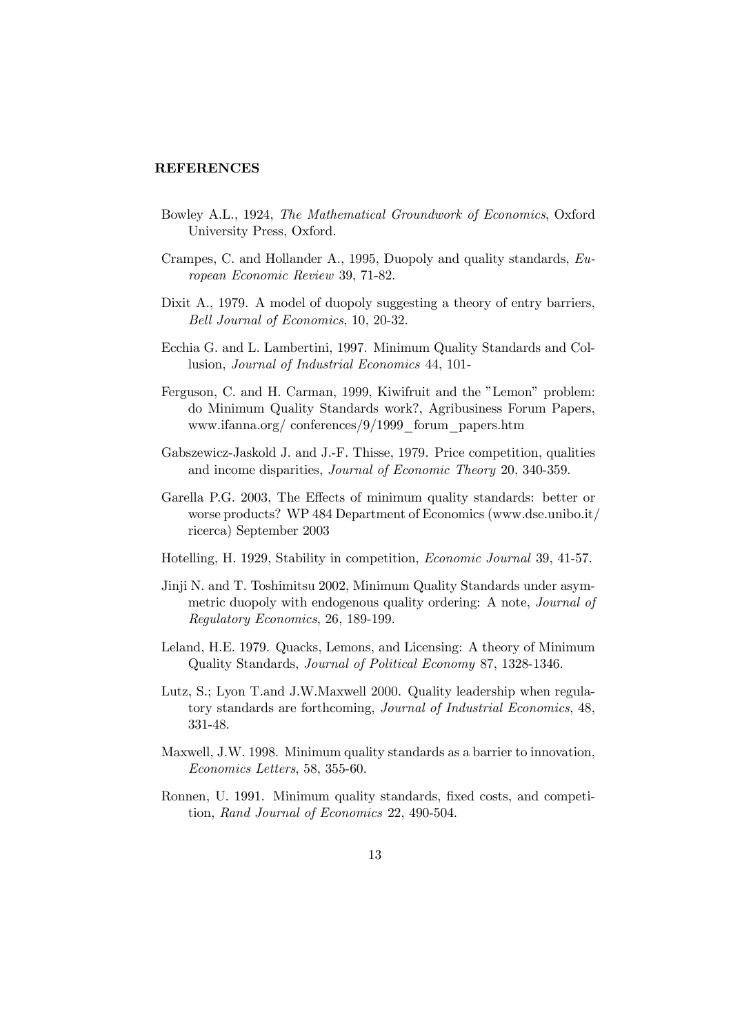**REFERENCES**

Bowley A.L., 1924, *The Mathematical Groundwork of Economics*, Oxford University Press, Oxford.

Crampes, C. and Hollander A., 1995, Duopoly and quality standards, *European Economic Review* 39, 71-82.

Dixit A., 1979. A model of duopoly suggesting a theory of entry barriers, *Bell Journal of Economics*, 10, 20-32.

Ecchia G. and L. Lambertini, 1997. Minimum Quality Standards and Collusion, *Journal of Industrial Economics* 44, 101-

Ferguson, C. and H. Carman, 1999, Kiwifruit and the "Lemon" problem: do Minimum Quality Standards work?, Agribusiness Forum Papers, www.ifanna.org/ conferences/9/1999_forum_papers.htm

Gabszewicz-Jaskold J. and J.-F. Thisse, 1979. Price competition, qualities and income disparities, *Journal of Economic Theory* 20, 340-359.

Garella P.G. 2003, The Effects of minimum quality standards: better or worse products? WP 484 Department of Economics (www.dse.unibo.it/ ricerca) September 2003

Hotelling, H. 1929, Stability in competition, *Economic Journal* 39, 41-57.

Jinji N. and T. Toshimitsu 2002, Minimum Quality Standards under asymmetric duopoly with endogenous quality ordering: A note, *Journal of Regulatory Economics*, 26, 189-199.

Leland, H.E. 1979. Quacks, Lemons, and Licensing: A theory of Minimum Quality Standards, *Journal of Political Economy* 87, 1328-1346.

Lutz, S.; Lyon T.and J.W.Maxwell 2000. Quality leadership when regulatory standards are forthcoming, *Journal of Industrial Economics*, 48, 331-48.

Maxwell, J.W. 1998. Minimum quality standards as a barrier to innovation, *Economics Letters*, 58, 355-60.

Ronnen, U. 1991. Minimum quality standards, fixed costs, and competition, *Rand Journal of Economics* 22, 490-504.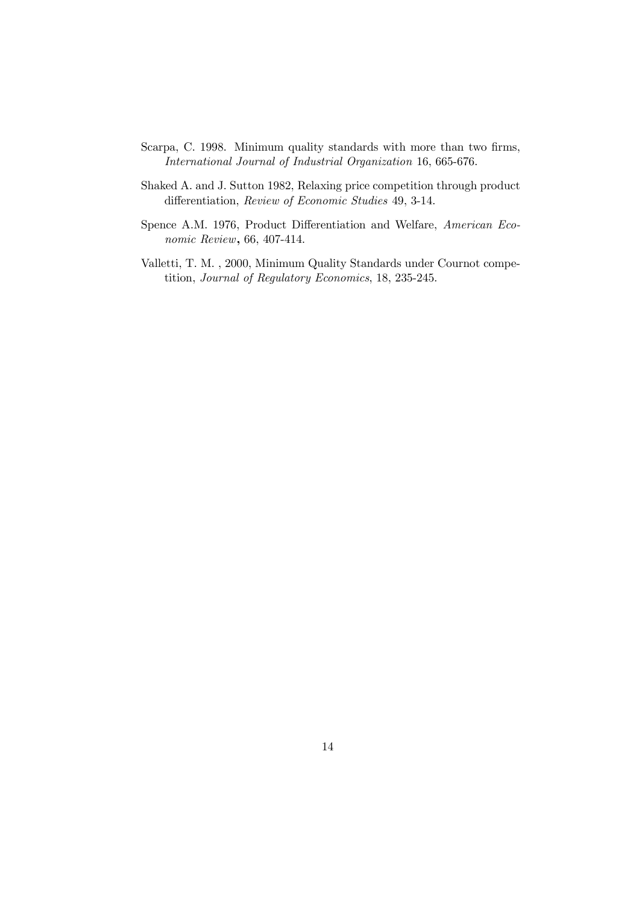Scarpa, C. 1998. Minimum quality standards with more than two firms, *International Journal of Industrial Organization* 16, 665-676.

Shaked A. and J. Sutton 1982, Relaxing price competition through product differentiation, *Review of Economic Studies* 49, 3-14.

Spence A.M. 1976, Product Differentiation and Welfare, *American Economic Review*, 66, 407-414.

Valletti, T. M. , 2000, Minimum Quality Standards under Cournot competition, *Journal of Regulatory Economics*, 18, 235-245.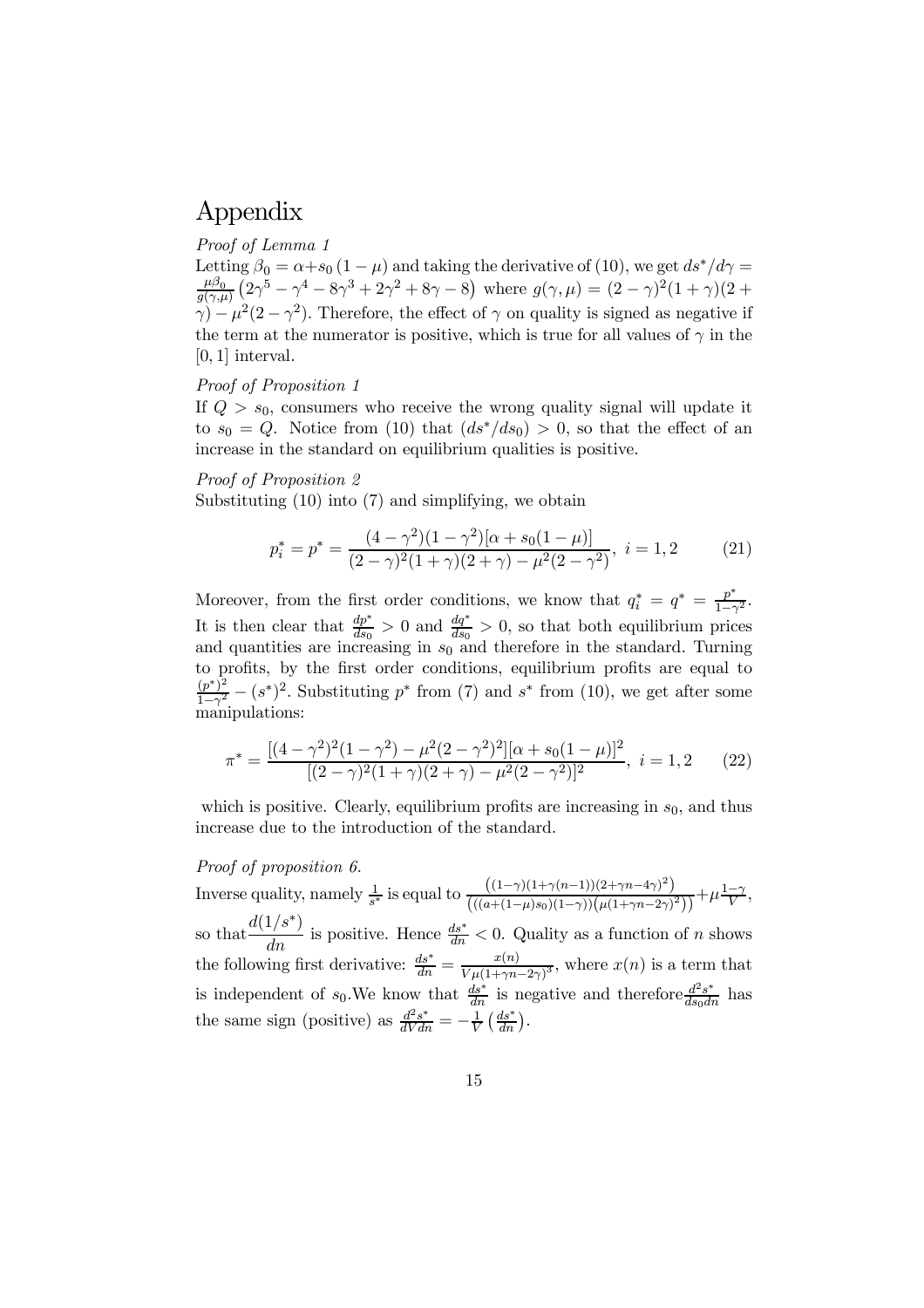# Appendix

*Proof of Lemma 1*

Letting $\beta_0 = \alpha + s_0(1-\mu)$ and taking the derivative of (10), we get $ds^*/d\gamma = \frac{\mu\beta_0}{g(\gamma,\mu)}\left(2\gamma^5 - \gamma^4 - 8\gamma^3 + 2\gamma^2 + 8\gamma - 8\right)$ where $g(\gamma,\mu) = (2-\gamma)^2(1+\gamma)(2+\gamma) - \mu^2(2-\gamma^2)$. Therefore, the effect of $\gamma$ on quality is signed as negative if the term at the numerator is positive, which is true for all values of $\gamma$ in the $[0,1]$ interval.

*Proof of Proposition 1*

If $Q > s_0$, consumers who receive the wrong quality signal will update it to $s_0 = Q$. Notice from (10) that $(ds^*/ds_0) > 0$, so that the effect of an increase in the standard on equilibrium qualities is positive.

*Proof of Proposition 2*

Substituting (10) into (7) and simplifying, we obtain

$$p_i^* = p^* = \frac{(4-\gamma^2)(1-\gamma^2)[\alpha + s_0(1-\mu)]}{(2-\gamma)^2(1+\gamma)(2+\gamma) - \mu^2(2-\gamma^2)},\ i = 1,2 \tag{21}$$

Moreover, from the first order conditions, we know that $q_i^* = q^* = \frac{p^*}{1-\gamma^2}$. It is then clear that $\frac{dp^*}{ds_0} > 0$ and $\frac{dq^*}{ds_0} > 0$, so that both equilibrium prices and quantities are increasing in $s_0$ and therefore in the standard. Turning to profits, by the first order conditions, equilibrium profits are equal to $\frac{(p^*)^2}{1-\gamma^2} - (s^*)^2$. Substituting $p^*$ from (7) and $s^*$ from (10), we get after some manipulations:

$$\pi^* = \frac{[(4-\gamma^2)^2(1-\gamma^2) - \mu^2(2-\gamma^2)^2][\alpha + s_0(1-\mu)]^2}{[(2-\gamma)^2(1+\gamma)(2+\gamma) - \mu^2(2-\gamma^2)]^2},\ i = 1,2 \tag{22}$$

which is positive. Clearly, equilibrium profits are increasing in $s_0$, and thus increase due to the introduction of the standard.

*Proof of proposition 6.*

Inverse quality, namely $\frac{1}{s^*}$ is equal to $\frac{\left((1-\gamma)(1+\gamma(n-1))(2+\gamma n-4\gamma)^2\right)}{\left(((a+(1-\mu)s_0)(1-\gamma))\left(\mu(1+\gamma n-2\gamma)^2\right)\right)} + \mu\frac{1-\gamma}{V}$, so that $\frac{d(1/s^*)}{dn}$ is positive. Hence $\frac{ds^*}{dn} < 0$. Quality as a function of $n$ shows the following first derivative: $\frac{ds^*}{dn} = \frac{x(n)}{V\mu(1+\gamma n-2\gamma)^3}$, where $x(n)$ is a term that is independent of $s_0$. We know that $\frac{ds^*}{dn}$ is negative and therefore $\frac{d^2s^*}{ds_0 dn}$ has the same sign (positive) as $\frac{d^2s^*}{dVdn} = -\frac{1}{V}\left(\frac{ds^*}{dn}\right)$.